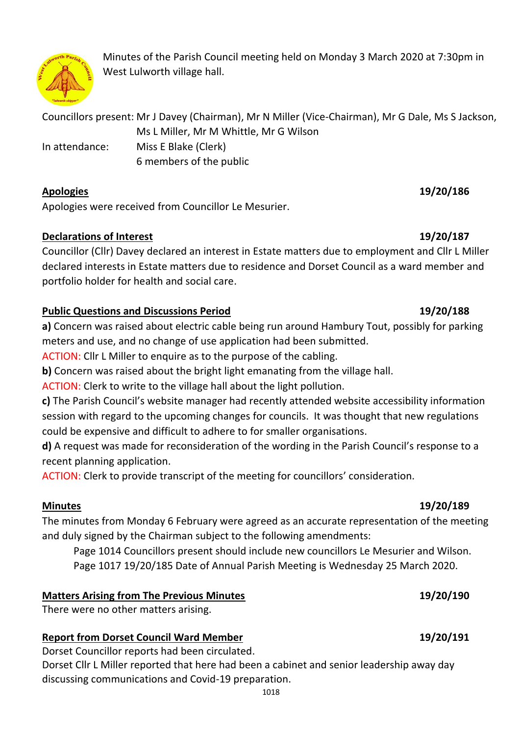Minutes of the Parish Council meeting held on Monday 3 March 2020 at 7:30pm in West Lulworth village hall.

Councillors present: Mr J Davey (Chairman), Mr N Miller (Vice-Chairman), Mr G Dale, Ms S Jackson, Ms L Miller, Mr M Whittle, Mr G Wilson

In attendance: Miss E Blake (Clerk)
6 members of the public

## Apologies 19/20/186

Apologies were received from Councillor Le Mesurier.

## Declarations of Interest 19/20/187

Councillor (Cllr) Davey declared an interest in Estate matters due to employment and Cllr L Miller declared interests in Estate matters due to residence and Dorset Council as a ward member and portfolio holder for health and social care.

## Public Questions and Discussions Period 19/20/188

**a)** Concern was raised about electric cable being run around Hambury Tout, possibly for parking meters and use, and no change of use application had been submitted.

ACTION: Cllr L Miller to enquire as to the purpose of the cabling.

**b)** Concern was raised about the bright light emanating from the village hall.

ACTION: Clerk to write to the village hall about the light pollution.

**c)** The Parish Council's website manager had recently attended website accessibility information session with regard to the upcoming changes for councils. It was thought that new regulations could be expensive and difficult to adhere to for smaller organisations.

**d)** A request was made for reconsideration of the wording in the Parish Council's response to a recent planning application.

ACTION: Clerk to provide transcript of the meeting for councillors' consideration.

## Minutes 19/20/189

The minutes from Monday 6 February were agreed as an accurate representation of the meeting and duly signed by the Chairman subject to the following amendments:

Page 1014 Councillors present should include new councillors Le Mesurier and Wilson.
Page 1017 19/20/185 Date of Annual Parish Meeting is Wednesday 25 March 2020.

## Matters Arising from The Previous Minutes 19/20/190

There were no other matters arising.

## Report from Dorset Council Ward Member 19/20/191

Dorset Councillor reports had been circulated.

Dorset Cllr L Miller reported that here had been a cabinet and senior leadership away day discussing communications and Covid-19 preparation.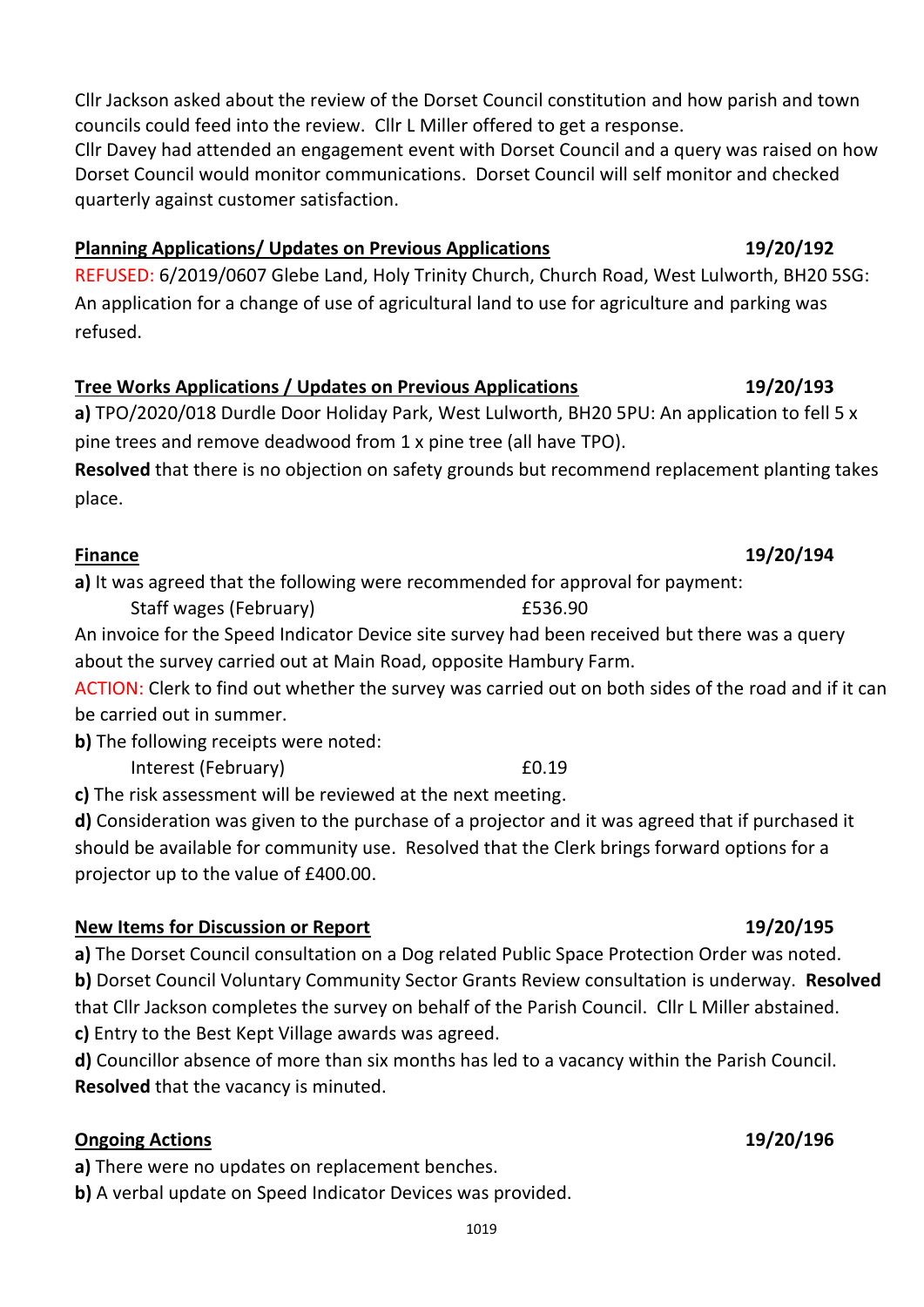Cllr Jackson asked about the review of the Dorset Council constitution and how parish and town councils could feed into the review. Cllr L Miller offered to get a response.
Cllr Davey had attended an engagement event with Dorset Council and a query was raised on how Dorset Council would monitor communications. Dorset Council will self monitor and checked quarterly against customer satisfaction.

**Planning Applications/ Updates on Previous Applications** **19/20/192**

REFUSED: 6/2019/0607 Glebe Land, Holy Trinity Church, Church Road, West Lulworth, BH20 5SG: An application for a change of use of agricultural land to use for agriculture and parking was refused.

**Tree Works Applications / Updates on Previous Applications** **19/20/193**

**a)** TPO/2020/018 Durdle Door Holiday Park, West Lulworth, BH20 5PU: An application to fell 5 x pine trees and remove deadwood from 1 x pine tree (all have TPO).
**Resolved** that there is no objection on safety grounds but recommend replacement planting takes place.

**Finance** **19/20/194**

**a)** It was agreed that the following were recommended for approval for payment:

Staff wages (February) £536.90

An invoice for the Speed Indicator Device site survey had been received but there was a query about the survey carried out at Main Road, opposite Hambury Farm.
ACTION: Clerk to find out whether the survey was carried out on both sides of the road and if it can be carried out in summer.
**b)** The following receipts were noted:

Interest (February) £0.19

**c)** The risk assessment will be reviewed at the next meeting.
**d)** Consideration was given to the purchase of a projector and it was agreed that if purchased it should be available for community use. Resolved that the Clerk brings forward options for a projector up to the value of £400.00.

**New Items for Discussion or Report** **19/20/195**

**a)** The Dorset Council consultation on a Dog related Public Space Protection Order was noted.
**b)** Dorset Council Voluntary Community Sector Grants Review consultation is underway. **Resolved** that Cllr Jackson completes the survey on behalf of the Parish Council. Cllr L Miller abstained.
**c)** Entry to the Best Kept Village awards was agreed.
**d)** Councillor absence of more than six months has led to a vacancy within the Parish Council. **Resolved** that the vacancy is minuted.

**Ongoing Actions** **19/20/196**

**a)** There were no updates on replacement benches.
**b)** A verbal update on Speed Indicator Devices was provided.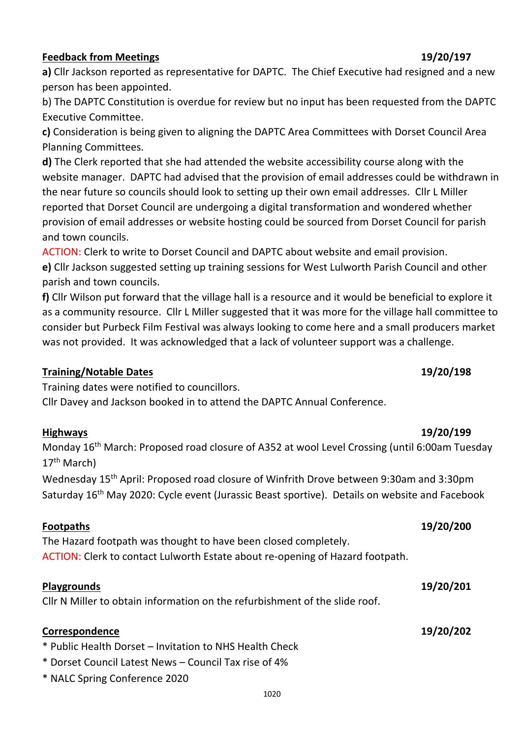**Feedback from Meetings** **19/20/197**

**a)** Cllr Jackson reported as representative for DAPTC. The Chief Executive had resigned and a new person has been appointed.

b) The DAPTC Constitution is overdue for review but no input has been requested from the DAPTC Executive Committee.

**c)** Consideration is being given to aligning the DAPTC Area Committees with Dorset Council Area Planning Committees.

**d)** The Clerk reported that she had attended the website accessibility course along with the website manager. DAPTC had advised that the provision of email addresses could be withdrawn in the near future so councils should look to setting up their own email addresses. Cllr L Miller reported that Dorset Council are undergoing a digital transformation and wondered whether provision of email addresses or website hosting could be sourced from Dorset Council for parish and town councils.

ACTION: Clerk to write to Dorset Council and DAPTC about website and email provision.

**e)** Cllr Jackson suggested setting up training sessions for West Lulworth Parish Council and other parish and town councils.

**f)** Cllr Wilson put forward that the village hall is a resource and it would be beneficial to explore it as a community resource. Cllr L Miller suggested that it was more for the village hall committee to consider but Purbeck Film Festival was always looking to come here and a small producers market was not provided. It was acknowledged that a lack of volunteer support was a challenge.

**Training/Notable Dates** **19/20/198**

Training dates were notified to councillors.
Cllr Davey and Jackson booked in to attend the DAPTC Annual Conference.

**Highways** **19/20/199**

Monday 16th March: Proposed road closure of A352 at wool Level Crossing (until 6:00am Tuesday 17th March)

Wednesday 15th April: Proposed road closure of Winfrith Drove between 9:30am and 3:30pm

Saturday 16th May 2020: Cycle event (Jurassic Beast sportive). Details on website and Facebook

**Footpaths** **19/20/200**

The Hazard footpath was thought to have been closed completely.

ACTION: Clerk to contact Lulworth Estate about re-opening of Hazard footpath.

**Playgrounds** **19/20/201**

Cllr N Miller to obtain information on the refurbishment of the slide roof.

**Correspondence** **19/20/202**

* Public Health Dorset – Invitation to NHS Health Check
* Dorset Council Latest News – Council Tax rise of 4%
* NALC Spring Conference 2020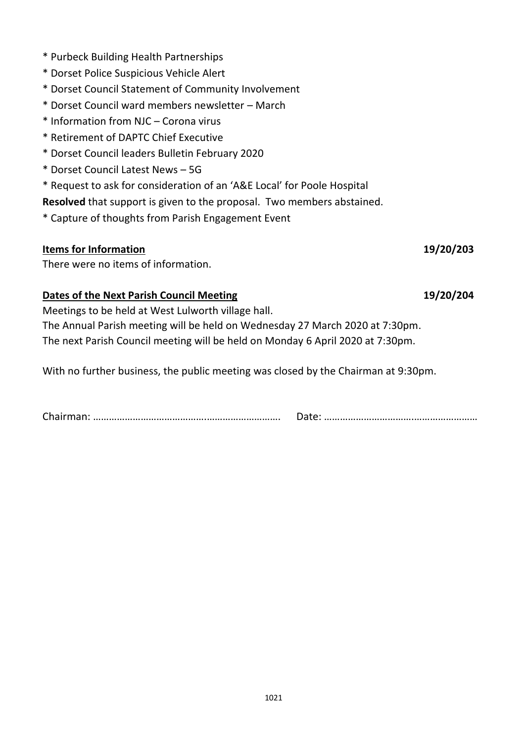* Purbeck Building Health Partnerships
* Dorset Police Suspicious Vehicle Alert
* Dorset Council Statement of Community Involvement
* Dorset Council ward members newsletter – March
* Information from NJC – Corona virus
* Retirement of DAPTC Chief Executive
* Dorset Council leaders Bulletin February 2020
* Dorset Council Latest News – 5G
* Request to ask for consideration of an 'A&E Local' for Poole Hospital

**Resolved** that support is given to the proposal. Two members abstained.

* Capture of thoughts from Parish Engagement Event

**Items for Information** **19/20/203**

There were no items of information.

**Dates of the Next Parish Council Meeting** **19/20/204**

Meetings to be held at West Lulworth village hall.

The Annual Parish meeting will be held on Wednesday 27 March 2020 at 7:30pm.

The next Parish Council meeting will be held on Monday 6 April 2020 at 7:30pm.

With no further business, the public meeting was closed by the Chairman at 9:30pm.

Chairman: ……………………………………..………………………. Date: ……………………………..………………